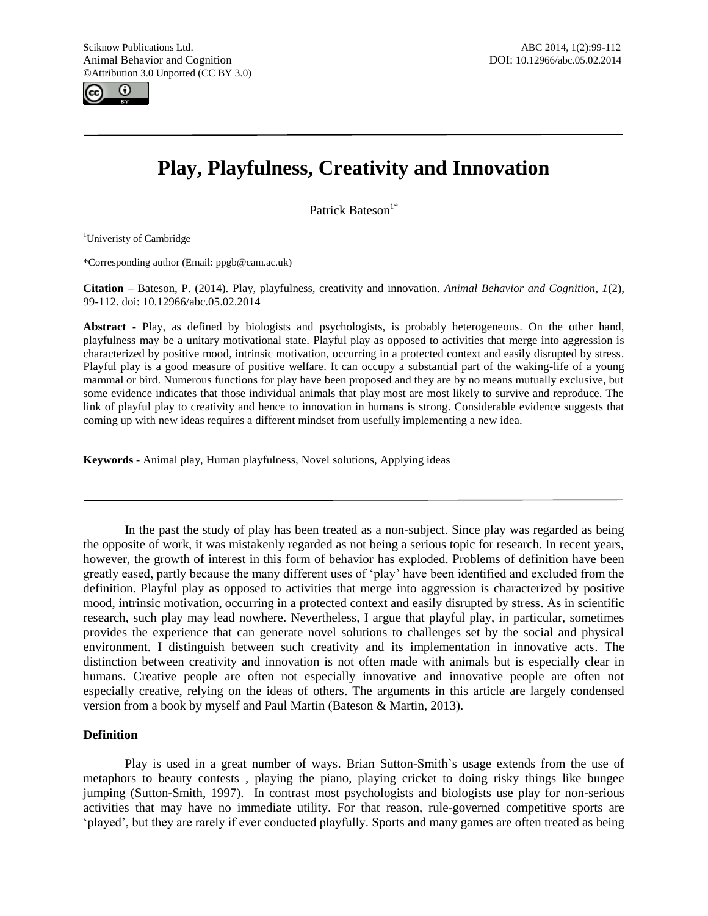# Play, Playfulness, Creativity and Innovation

Patrick Bateson[1*]

[1]Univeristy of Cambridge

*Corresponding author (Email: ppgb@cam.ac.uk)

**Citation –** Bateson, P. (2014). Play, playfulness, creativity and innovation. *Animal Behavior and Cognition*, *1*(2), 99-112. doi: 10.12966/abc.05.02.2014

**Abstract -** Play, as defined by biologists and psychologists, is probably heterogeneous. On the other hand, playfulness may be a unitary motivational state. Playful play as opposed to activities that merge into aggression is characterized by positive mood, intrinsic motivation, occurring in a protected context and easily disrupted by stress. Playful play is a good measure of positive welfare. It can occupy a substantial part of the waking-life of a young mammal or bird. Numerous functions for play have been proposed and they are by no means mutually exclusive, but some evidence indicates that those individual animals that play most are most likely to survive and reproduce. The link of playful play to creativity and hence to innovation in humans is strong. Considerable evidence suggests that coming up with new ideas requires a different mindset from usefully implementing a new idea.

**Keywords -** Animal play, Human playfulness, Novel solutions, Applying ideas

---

In the past the study of play has been treated as a non-subject. Since play was regarded as being the opposite of work, it was mistakenly regarded as not being a serious topic for research. In recent years, however, the growth of interest in this form of behavior has exploded. Problems of definition have been greatly eased, partly because the many different uses of 'play' have been identified and excluded from the definition. Playful play as opposed to activities that merge into aggression is characterized by positive mood, intrinsic motivation, occurring in a protected context and easily disrupted by stress. As in scientific research, such play may lead nowhere. Nevertheless, I argue that playful play, in particular, sometimes provides the experience that can generate novel solutions to challenges set by the social and physical environment. I distinguish between such creativity and its implementation in innovative acts. The distinction between creativity and innovation is not often made with animals but is especially clear in humans. Creative people are often not especially innovative and innovative people are often not especially creative, relying on the ideas of others. The arguments in this article are largely condensed version from a book by myself and Paul Martin (Bateson & Martin, 2013).

### Definition

Play is used in a great number of ways. Brian Sutton-Smith's usage extends from the use of metaphors to beauty contests , playing the piano, playing cricket to doing risky things like bungee jumping (Sutton-Smith, 1997). In contrast most psychologists and biologists use play for non-serious activities that may have no immediate utility. For that reason, rule-governed competitive sports are 'played', but they are rarely if ever conducted playfully. Sports and many games are often treated as being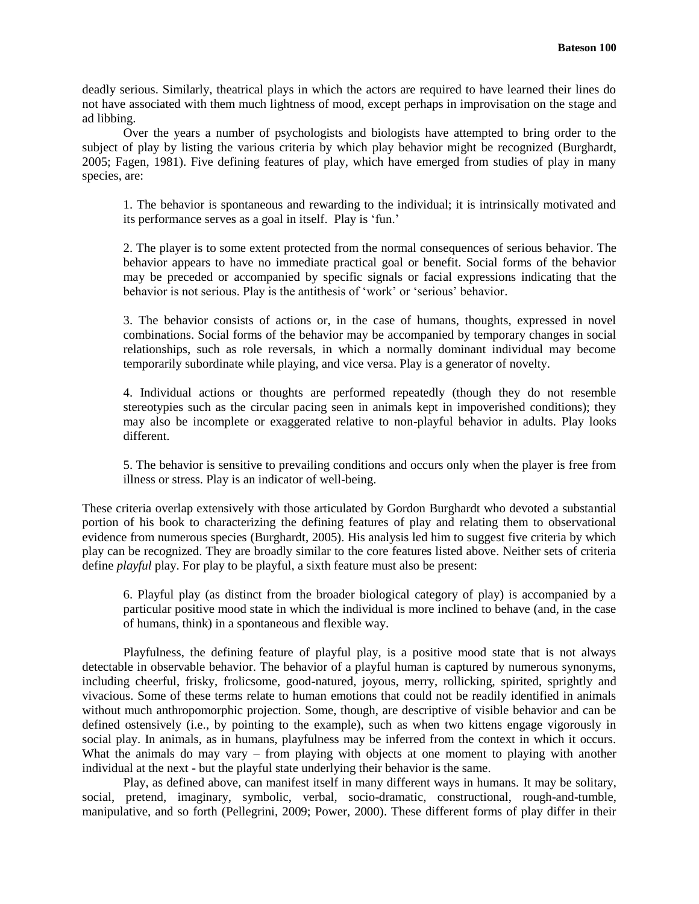deadly serious. Similarly, theatrical plays in which the actors are required to have learned their lines do not have associated with them much lightness of mood, except perhaps in improvisation on the stage and ad libbing.

Over the years a number of psychologists and biologists have attempted to bring order to the subject of play by listing the various criteria by which play behavior might be recognized (Burghardt, 2005; Fagen, 1981). Five defining features of play, which have emerged from studies of play in many species, are:

> 1. The behavior is spontaneous and rewarding to the individual; it is intrinsically motivated and its performance serves as a goal in itself. Play is 'fun.'
>
> 2. The player is to some extent protected from the normal consequences of serious behavior. The behavior appears to have no immediate practical goal or benefit. Social forms of the behavior may be preceded or accompanied by specific signals or facial expressions indicating that the behavior is not serious. Play is the antithesis of 'work' or 'serious' behavior.
>
> 3. The behavior consists of actions or, in the case of humans, thoughts, expressed in novel combinations. Social forms of the behavior may be accompanied by temporary changes in social relationships, such as role reversals, in which a normally dominant individual may become temporarily subordinate while playing, and vice versa. Play is a generator of novelty.
>
> 4. Individual actions or thoughts are performed repeatedly (though they do not resemble stereotypies such as the circular pacing seen in animals kept in impoverished conditions); they may also be incomplete or exaggerated relative to non-playful behavior in adults. Play looks different.
>
> 5. The behavior is sensitive to prevailing conditions and occurs only when the player is free from illness or stress. Play is an indicator of well-being.

These criteria overlap extensively with those articulated by Gordon Burghardt who devoted a substantial portion of his book to characterizing the defining features of play and relating them to observational evidence from numerous species (Burghardt, 2005). His analysis led him to suggest five criteria by which play can be recognized. They are broadly similar to the core features listed above. Neither sets of criteria define *playful* play. For play to be playful, a sixth feature must also be present:

> 6. Playful play (as distinct from the broader biological category of play) is accompanied by a particular positive mood state in which the individual is more inclined to behave (and, in the case of humans, think) in a spontaneous and flexible way.

Playfulness, the defining feature of playful play, is a positive mood state that is not always detectable in observable behavior. The behavior of a playful human is captured by numerous synonyms, including cheerful, frisky, frolicsome, good-natured, joyous, merry, rollicking, spirited, sprightly and vivacious. Some of these terms relate to human emotions that could not be readily identified in animals without much anthropomorphic projection. Some, though, are descriptive of visible behavior and can be defined ostensively (i.e., by pointing to the example), such as when two kittens engage vigorously in social play. In animals, as in humans, playfulness may be inferred from the context in which it occurs. What the animals do may vary – from playing with objects at one moment to playing with another individual at the next - but the playful state underlying their behavior is the same.

Play, as defined above, can manifest itself in many different ways in humans. It may be solitary, social, pretend, imaginary, symbolic, verbal, socio-dramatic, constructional, rough-and-tumble, manipulative, and so forth (Pellegrini, 2009; Power, 2000). These different forms of play differ in their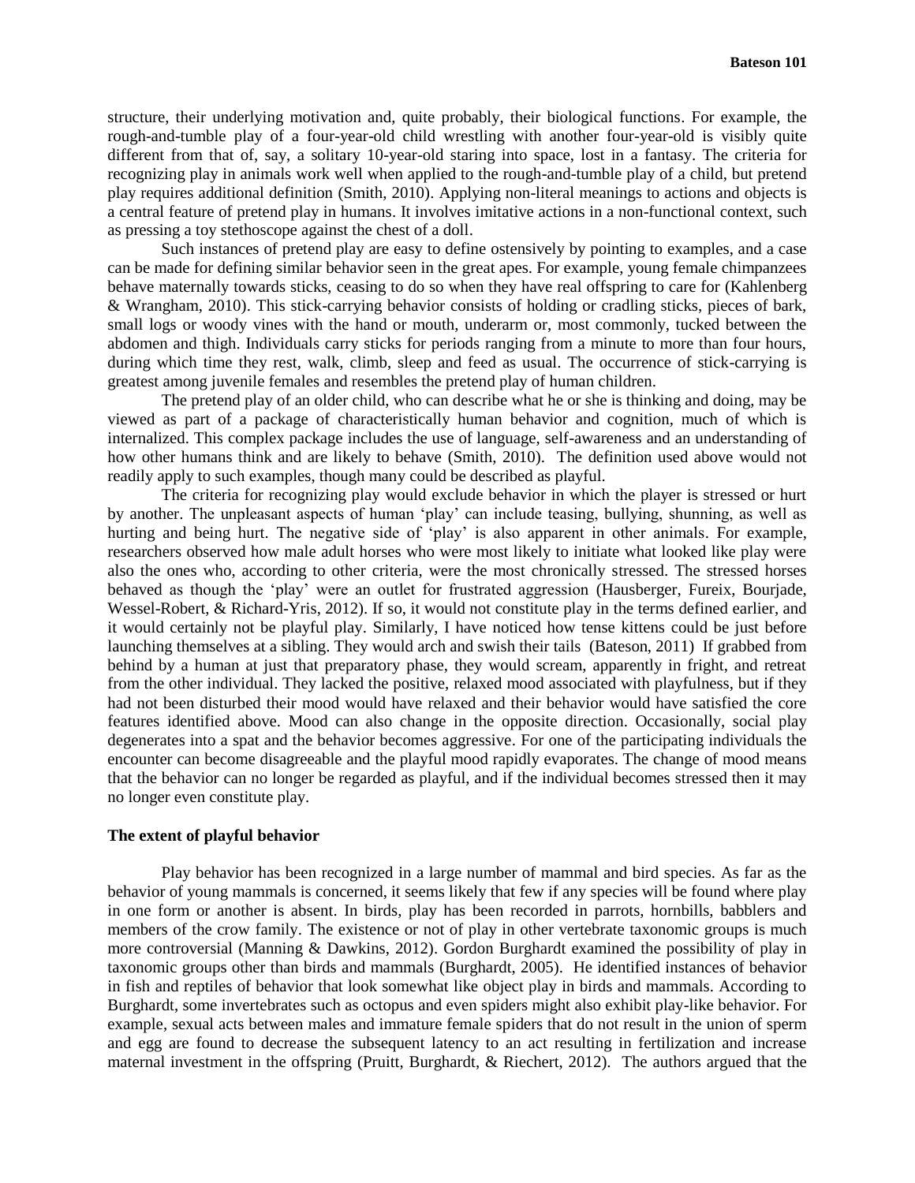structure, their underlying motivation and, quite probably, their biological functions. For example, the rough-and-tumble play of a four-year-old child wrestling with another four-year-old is visibly quite different from that of, say, a solitary 10-year-old staring into space, lost in a fantasy. The criteria for recognizing play in animals work well when applied to the rough-and-tumble play of a child, but pretend play requires additional definition (Smith, 2010). Applying non-literal meanings to actions and objects is a central feature of pretend play in humans. It involves imitative actions in a non-functional context, such as pressing a toy stethoscope against the chest of a doll.

Such instances of pretend play are easy to define ostensively by pointing to examples, and a case can be made for defining similar behavior seen in the great apes. For example, young female chimpanzees behave maternally towards sticks, ceasing to do so when they have real offspring to care for (Kahlenberg & Wrangham, 2010). This stick-carrying behavior consists of holding or cradling sticks, pieces of bark, small logs or woody vines with the hand or mouth, underarm or, most commonly, tucked between the abdomen and thigh. Individuals carry sticks for periods ranging from a minute to more than four hours, during which time they rest, walk, climb, sleep and feed as usual. The occurrence of stick-carrying is greatest among juvenile females and resembles the pretend play of human children.

The pretend play of an older child, who can describe what he or she is thinking and doing, may be viewed as part of a package of characteristically human behavior and cognition, much of which is internalized. This complex package includes the use of language, self-awareness and an understanding of how other humans think and are likely to behave (Smith, 2010). The definition used above would not readily apply to such examples, though many could be described as playful.

The criteria for recognizing play would exclude behavior in which the player is stressed or hurt by another. The unpleasant aspects of human 'play' can include teasing, bullying, shunning, as well as hurting and being hurt. The negative side of 'play' is also apparent in other animals. For example, researchers observed how male adult horses who were most likely to initiate what looked like play were also the ones who, according to other criteria, were the most chronically stressed. The stressed horses behaved as though the 'play' were an outlet for frustrated aggression (Hausberger, Fureix, Bourjade, Wessel-Robert, & Richard-Yris, 2012). If so, it would not constitute play in the terms defined earlier, and it would certainly not be playful play. Similarly, I have noticed how tense kittens could be just before launching themselves at a sibling. They would arch and swish their tails (Bateson, 2011) If grabbed from behind by a human at just that preparatory phase, they would scream, apparently in fright, and retreat from the other individual. They lacked the positive, relaxed mood associated with playfulness, but if they had not been disturbed their mood would have relaxed and their behavior would have satisfied the core features identified above. Mood can also change in the opposite direction. Occasionally, social play degenerates into a spat and the behavior becomes aggressive. For one of the participating individuals the encounter can become disagreeable and the playful mood rapidly evaporates. The change of mood means that the behavior can no longer be regarded as playful, and if the individual becomes stressed then it may no longer even constitute play.

## The extent of playful behavior

Play behavior has been recognized in a large number of mammal and bird species. As far as the behavior of young mammals is concerned, it seems likely that few if any species will be found where play in one form or another is absent. In birds, play has been recorded in parrots, hornbills, babblers and members of the crow family. The existence or not of play in other vertebrate taxonomic groups is much more controversial (Manning & Dawkins, 2012). Gordon Burghardt examined the possibility of play in taxonomic groups other than birds and mammals (Burghardt, 2005). He identified instances of behavior in fish and reptiles of behavior that look somewhat like object play in birds and mammals. According to Burghardt, some invertebrates such as octopus and even spiders might also exhibit play-like behavior. For example, sexual acts between males and immature female spiders that do not result in the union of sperm and egg are found to decrease the subsequent latency to an act resulting in fertilization and increase maternal investment in the offspring (Pruitt, Burghardt, & Riechert, 2012). The authors argued that the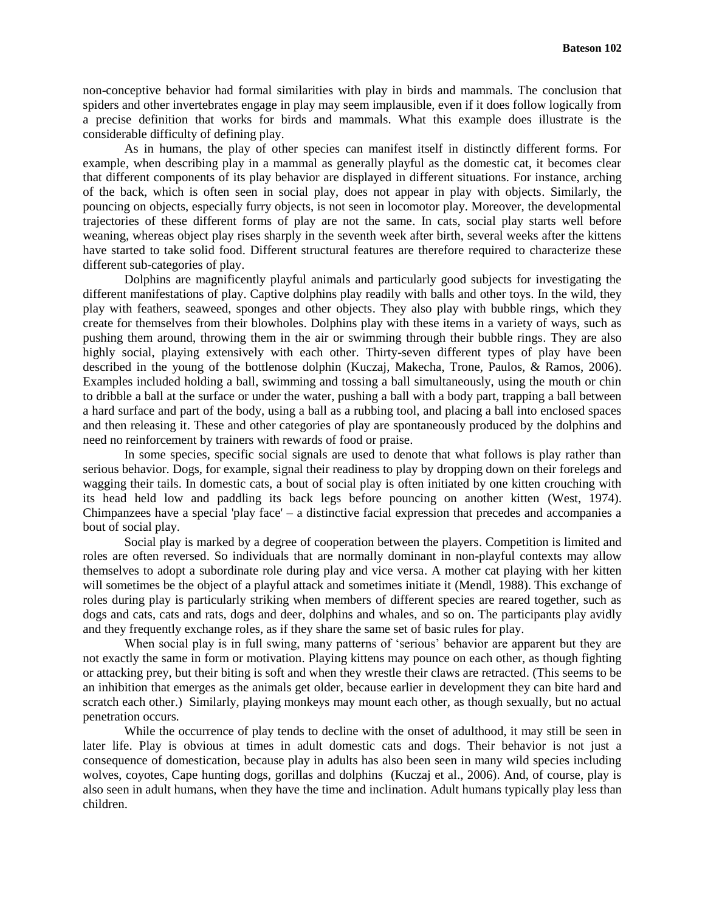non-conceptive behavior had formal similarities with play in birds and mammals. The conclusion that spiders and other invertebrates engage in play may seem implausible, even if it does follow logically from a precise definition that works for birds and mammals. What this example does illustrate is the considerable difficulty of defining play.

As in humans, the play of other species can manifest itself in distinctly different forms. For example, when describing play in a mammal as generally playful as the domestic cat, it becomes clear that different components of its play behavior are displayed in different situations. For instance, arching of the back, which is often seen in social play, does not appear in play with objects. Similarly, the pouncing on objects, especially furry objects, is not seen in locomotor play. Moreover, the developmental trajectories of these different forms of play are not the same. In cats, social play starts well before weaning, whereas object play rises sharply in the seventh week after birth, several weeks after the kittens have started to take solid food. Different structural features are therefore required to characterize these different sub-categories of play.

Dolphins are magnificently playful animals and particularly good subjects for investigating the different manifestations of play. Captive dolphins play readily with balls and other toys. In the wild, they play with feathers, seaweed, sponges and other objects. They also play with bubble rings, which they create for themselves from their blowholes. Dolphins play with these items in a variety of ways, such as pushing them around, throwing them in the air or swimming through their bubble rings. They are also highly social, playing extensively with each other. Thirty-seven different types of play have been described in the young of the bottlenose dolphin (Kuczaj, Makecha, Trone, Paulos, & Ramos, 2006). Examples included holding a ball, swimming and tossing a ball simultaneously, using the mouth or chin to dribble a ball at the surface or under the water, pushing a ball with a body part, trapping a ball between a hard surface and part of the body, using a ball as a rubbing tool, and placing a ball into enclosed spaces and then releasing it. These and other categories of play are spontaneously produced by the dolphins and need no reinforcement by trainers with rewards of food or praise.

In some species, specific social signals are used to denote that what follows is play rather than serious behavior. Dogs, for example, signal their readiness to play by dropping down on their forelegs and wagging their tails. In domestic cats, a bout of social play is often initiated by one kitten crouching with its head held low and paddling its back legs before pouncing on another kitten (West, 1974). Chimpanzees have a special 'play face' – a distinctive facial expression that precedes and accompanies a bout of social play.

Social play is marked by a degree of cooperation between the players. Competition is limited and roles are often reversed. So individuals that are normally dominant in non-playful contexts may allow themselves to adopt a subordinate role during play and vice versa. A mother cat playing with her kitten will sometimes be the object of a playful attack and sometimes initiate it (Mendl, 1988). This exchange of roles during play is particularly striking when members of different species are reared together, such as dogs and cats, cats and rats, dogs and deer, dolphins and whales, and so on. The participants play avidly and they frequently exchange roles, as if they share the same set of basic rules for play.

When social play is in full swing, many patterns of 'serious' behavior are apparent but they are not exactly the same in form or motivation. Playing kittens may pounce on each other, as though fighting or attacking prey, but their biting is soft and when they wrestle their claws are retracted. (This seems to be an inhibition that emerges as the animals get older, because earlier in development they can bite hard and scratch each other.) Similarly, playing monkeys may mount each other, as though sexually, but no actual penetration occurs.

While the occurrence of play tends to decline with the onset of adulthood, it may still be seen in later life. Play is obvious at times in adult domestic cats and dogs. Their behavior is not just a consequence of domestication, because play in adults has also been seen in many wild species including wolves, coyotes, Cape hunting dogs, gorillas and dolphins (Kuczaj et al., 2006). And, of course, play is also seen in adult humans, when they have the time and inclination. Adult humans typically play less than children.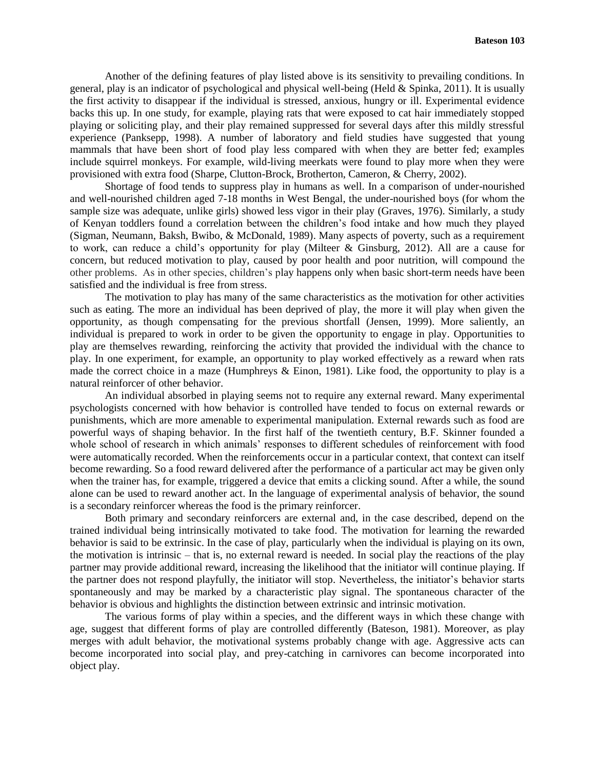Another of the defining features of play listed above is its sensitivity to prevailing conditions. In general, play is an indicator of psychological and physical well-being (Held & Spinka, 2011). It is usually the first activity to disappear if the individual is stressed, anxious, hungry or ill. Experimental evidence backs this up. In one study, for example, playing rats that were exposed to cat hair immediately stopped playing or soliciting play, and their play remained suppressed for several days after this mildly stressful experience (Panksepp, 1998). A number of laboratory and field studies have suggested that young mammals that have been short of food play less compared with when they are better fed; examples include squirrel monkeys. For example, wild-living meerkats were found to play more when they were provisioned with extra food (Sharpe, Clutton-Brock, Brotherton, Cameron, & Cherry, 2002).

Shortage of food tends to suppress play in humans as well. In a comparison of under-nourished and well-nourished children aged 7-18 months in West Bengal, the under-nourished boys (for whom the sample size was adequate, unlike girls) showed less vigor in their play (Graves, 1976). Similarly, a study of Kenyan toddlers found a correlation between the children's food intake and how much they played (Sigman, Neumann, Baksh, Bwibo, & McDonald, 1989). Many aspects of poverty, such as a requirement to work, can reduce a child's opportunity for play (Milteer & Ginsburg, 2012). All are a cause for concern, but reduced motivation to play, caused by poor health and poor nutrition, will compound the other problems. As in other species, children's play happens only when basic short-term needs have been satisfied and the individual is free from stress.

The motivation to play has many of the same characteristics as the motivation for other activities such as eating. The more an individual has been deprived of play, the more it will play when given the opportunity, as though compensating for the previous shortfall (Jensen, 1999). More saliently, an individual is prepared to work in order to be given the opportunity to engage in play. Opportunities to play are themselves rewarding, reinforcing the activity that provided the individual with the chance to play. In one experiment, for example, an opportunity to play worked effectively as a reward when rats made the correct choice in a maze (Humphreys & Einon, 1981). Like food, the opportunity to play is a natural reinforcer of other behavior.

An individual absorbed in playing seems not to require any external reward. Many experimental psychologists concerned with how behavior is controlled have tended to focus on external rewards or punishments, which are more amenable to experimental manipulation. External rewards such as food are powerful ways of shaping behavior. In the first half of the twentieth century, B.F. Skinner founded a whole school of research in which animals' responses to different schedules of reinforcement with food were automatically recorded. When the reinforcements occur in a particular context, that context can itself become rewarding. So a food reward delivered after the performance of a particular act may be given only when the trainer has, for example, triggered a device that emits a clicking sound. After a while, the sound alone can be used to reward another act. In the language of experimental analysis of behavior, the sound is a secondary reinforcer whereas the food is the primary reinforcer.

Both primary and secondary reinforcers are external and, in the case described, depend on the trained individual being intrinsically motivated to take food. The motivation for learning the rewarded behavior is said to be extrinsic. In the case of play, particularly when the individual is playing on its own, the motivation is intrinsic – that is, no external reward is needed. In social play the reactions of the play partner may provide additional reward, increasing the likelihood that the initiator will continue playing. If the partner does not respond playfully, the initiator will stop. Nevertheless, the initiator's behavior starts spontaneously and may be marked by a characteristic play signal. The spontaneous character of the behavior is obvious and highlights the distinction between extrinsic and intrinsic motivation.

The various forms of play within a species, and the different ways in which these change with age, suggest that different forms of play are controlled differently (Bateson, 1981). Moreover, as play merges with adult behavior, the motivational systems probably change with age. Aggressive acts can become incorporated into social play, and prey-catching in carnivores can become incorporated into object play.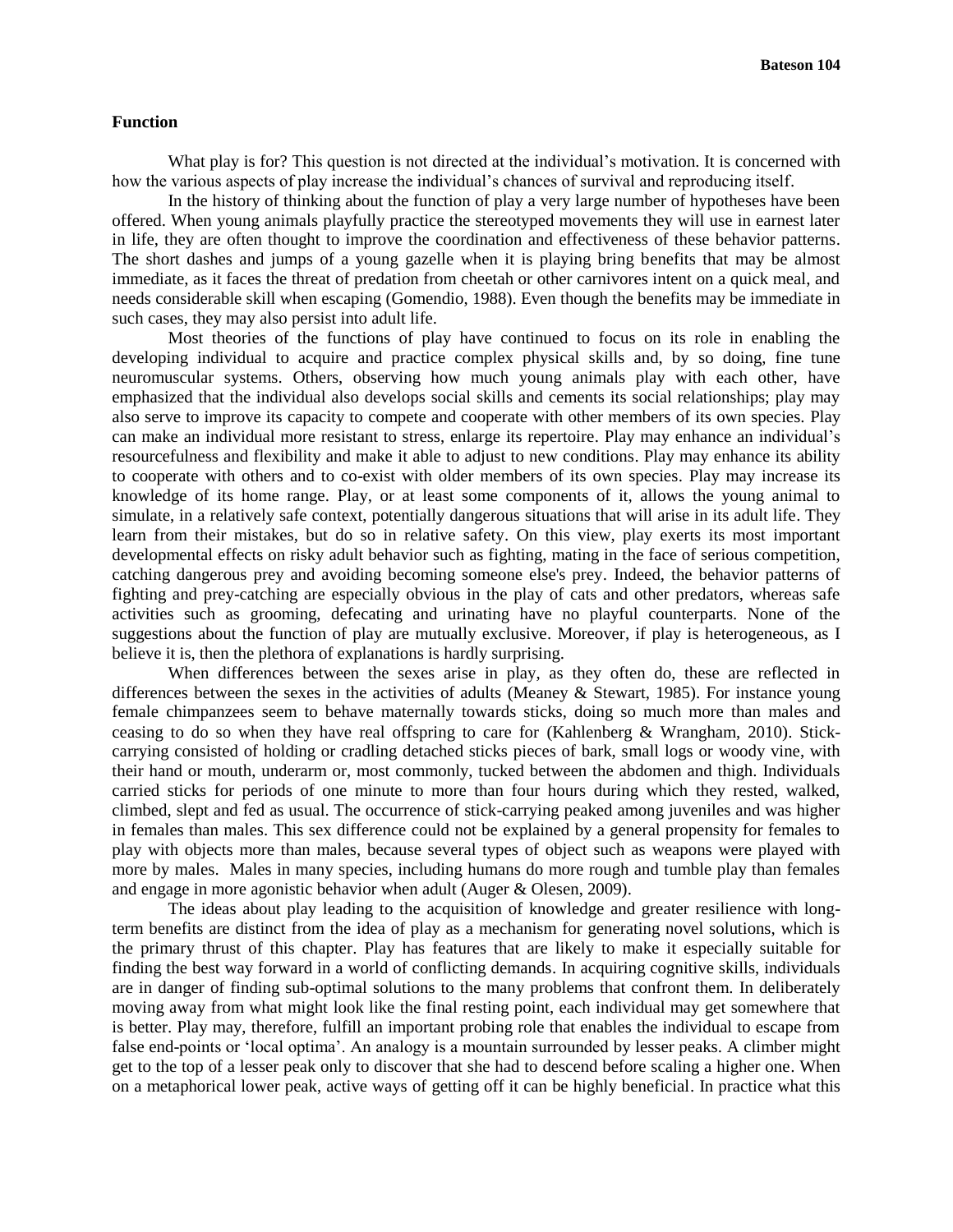**Function**

What play is for? This question is not directed at the individual's motivation. It is concerned with how the various aspects of play increase the individual's chances of survival and reproducing itself.

In the history of thinking about the function of play a very large number of hypotheses have been offered. When young animals playfully practice the stereotyped movements they will use in earnest later in life, they are often thought to improve the coordination and effectiveness of these behavior patterns. The short dashes and jumps of a young gazelle when it is playing bring benefits that may be almost immediate, as it faces the threat of predation from cheetah or other carnivores intent on a quick meal, and needs considerable skill when escaping (Gomendio, 1988). Even though the benefits may be immediate in such cases, they may also persist into adult life.

Most theories of the functions of play have continued to focus on its role in enabling the developing individual to acquire and practice complex physical skills and, by so doing, fine tune neuromuscular systems. Others, observing how much young animals play with each other, have emphasized that the individual also develops social skills and cements its social relationships; play may also serve to improve its capacity to compete and cooperate with other members of its own species. Play can make an individual more resistant to stress, enlarge its repertoire. Play may enhance an individual's resourcefulness and flexibility and make it able to adjust to new conditions. Play may enhance its ability to cooperate with others and to co-exist with older members of its own species. Play may increase its knowledge of its home range. Play, or at least some components of it, allows the young animal to simulate, in a relatively safe context, potentially dangerous situations that will arise in its adult life. They learn from their mistakes, but do so in relative safety. On this view, play exerts its most important developmental effects on risky adult behavior such as fighting, mating in the face of serious competition, catching dangerous prey and avoiding becoming someone else's prey. Indeed, the behavior patterns of fighting and prey-catching are especially obvious in the play of cats and other predators, whereas safe activities such as grooming, defecating and urinating have no playful counterparts. None of the suggestions about the function of play are mutually exclusive. Moreover, if play is heterogeneous, as I believe it is, then the plethora of explanations is hardly surprising.

When differences between the sexes arise in play, as they often do, these are reflected in differences between the sexes in the activities of adults (Meaney & Stewart, 1985). For instance young female chimpanzees seem to behave maternally towards sticks, doing so much more than males and ceasing to do so when they have real offspring to care for (Kahlenberg & Wrangham, 2010). Stick-carrying consisted of holding or cradling detached sticks pieces of bark, small logs or woody vine, with their hand or mouth, underarm or, most commonly, tucked between the abdomen and thigh. Individuals carried sticks for periods of one minute to more than four hours during which they rested, walked, climbed, slept and fed as usual. The occurrence of stick-carrying peaked among juveniles and was higher in females than males. This sex difference could not be explained by a general propensity for females to play with objects more than males, because several types of object such as weapons were played with more by males. Males in many species, including humans do more rough and tumble play than females and engage in more agonistic behavior when adult (Auger & Olesen, 2009).

The ideas about play leading to the acquisition of knowledge and greater resilience with long-term benefits are distinct from the idea of play as a mechanism for generating novel solutions, which is the primary thrust of this chapter. Play has features that are likely to make it especially suitable for finding the best way forward in a world of conflicting demands. In acquiring cognitive skills, individuals are in danger of finding sub-optimal solutions to the many problems that confront them. In deliberately moving away from what might look like the final resting point, each individual may get somewhere that is better. Play may, therefore, fulfill an important probing role that enables the individual to escape from false end-points or 'local optima'. An analogy is a mountain surrounded by lesser peaks. A climber might get to the top of a lesser peak only to discover that she had to descend before scaling a higher one. When on a metaphorical lower peak, active ways of getting off it can be highly beneficial. In practice what this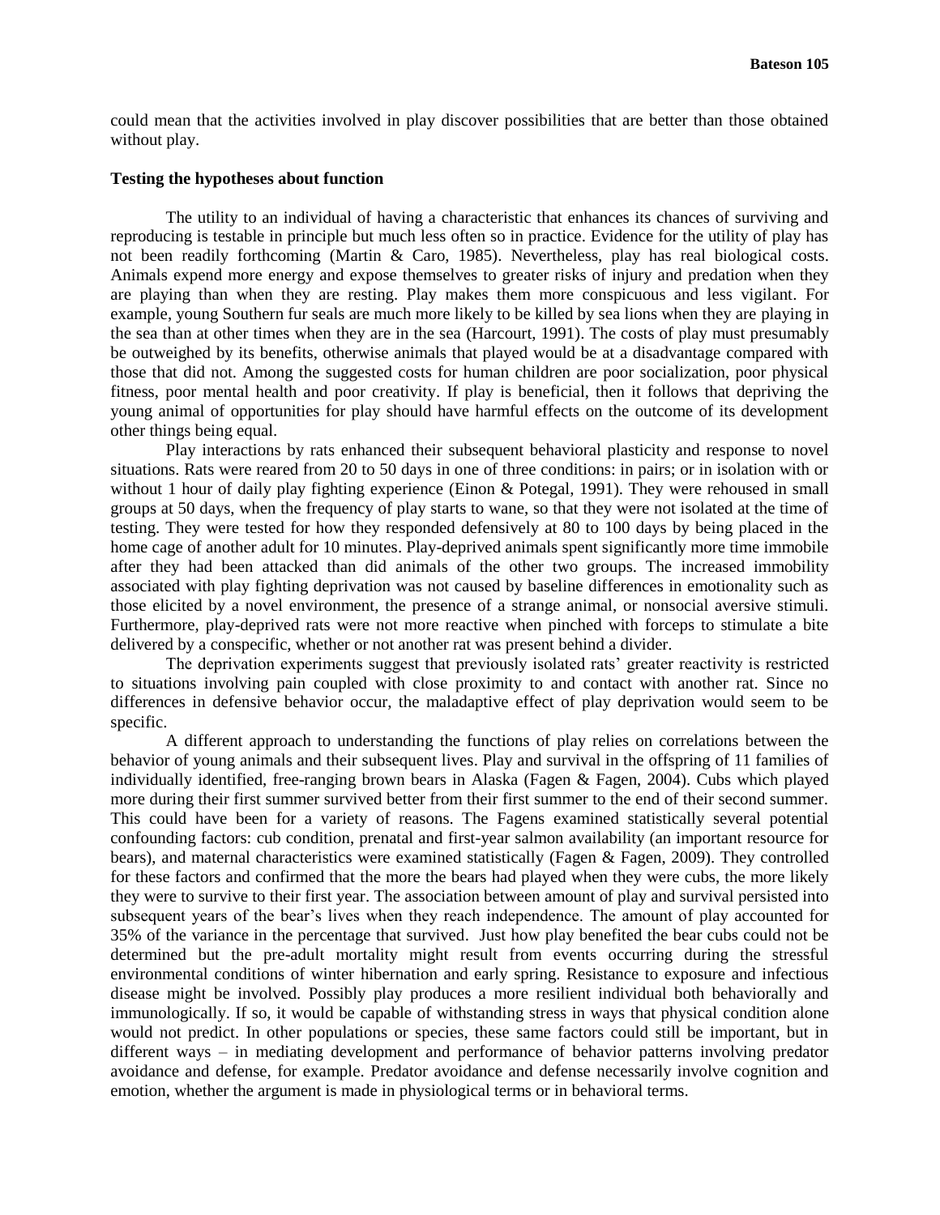could mean that the activities involved in play discover possibilities that are better than those obtained without play.

**Testing the hypotheses about function**

The utility to an individual of having a characteristic that enhances its chances of surviving and reproducing is testable in principle but much less often so in practice. Evidence for the utility of play has not been readily forthcoming (Martin & Caro, 1985). Nevertheless, play has real biological costs. Animals expend more energy and expose themselves to greater risks of injury and predation when they are playing than when they are resting. Play makes them more conspicuous and less vigilant. For example, young Southern fur seals are much more likely to be killed by sea lions when they are playing in the sea than at other times when they are in the sea (Harcourt, 1991). The costs of play must presumably be outweighed by its benefits, otherwise animals that played would be at a disadvantage compared with those that did not. Among the suggested costs for human children are poor socialization, poor physical fitness, poor mental health and poor creativity. If play is beneficial, then it follows that depriving the young animal of opportunities for play should have harmful effects on the outcome of its development other things being equal.

Play interactions by rats enhanced their subsequent behavioral plasticity and response to novel situations. Rats were reared from 20 to 50 days in one of three conditions: in pairs; or in isolation with or without 1 hour of daily play fighting experience (Einon & Potegal, 1991). They were rehoused in small groups at 50 days, when the frequency of play starts to wane, so that they were not isolated at the time of testing. They were tested for how they responded defensively at 80 to 100 days by being placed in the home cage of another adult for 10 minutes. Play-deprived animals spent significantly more time immobile after they had been attacked than did animals of the other two groups. The increased immobility associated with play fighting deprivation was not caused by baseline differences in emotionality such as those elicited by a novel environment, the presence of a strange animal, or nonsocial aversive stimuli. Furthermore, play-deprived rats were not more reactive when pinched with forceps to stimulate a bite delivered by a conspecific, whether or not another rat was present behind a divider.

The deprivation experiments suggest that previously isolated rats' greater reactivity is restricted to situations involving pain coupled with close proximity to and contact with another rat. Since no differences in defensive behavior occur, the maladaptive effect of play deprivation would seem to be specific.

A different approach to understanding the functions of play relies on correlations between the behavior of young animals and their subsequent lives. Play and survival in the offspring of 11 families of individually identified, free-ranging brown bears in Alaska (Fagen & Fagen, 2004). Cubs which played more during their first summer survived better from their first summer to the end of their second summer. This could have been for a variety of reasons. The Fagens examined statistically several potential confounding factors: cub condition, prenatal and first-year salmon availability (an important resource for bears), and maternal characteristics were examined statistically (Fagen & Fagen, 2009). They controlled for these factors and confirmed that the more the bears had played when they were cubs, the more likely they were to survive to their first year. The association between amount of play and survival persisted into subsequent years of the bear's lives when they reach independence. The amount of play accounted for 35% of the variance in the percentage that survived. Just how play benefited the bear cubs could not be determined but the pre-adult mortality might result from events occurring during the stressful environmental conditions of winter hibernation and early spring. Resistance to exposure and infectious disease might be involved. Possibly play produces a more resilient individual both behaviorally and immunologically. If so, it would be capable of withstanding stress in ways that physical condition alone would not predict. In other populations or species, these same factors could still be important, but in different ways – in mediating development and performance of behavior patterns involving predator avoidance and defense, for example. Predator avoidance and defense necessarily involve cognition and emotion, whether the argument is made in physiological terms or in behavioral terms.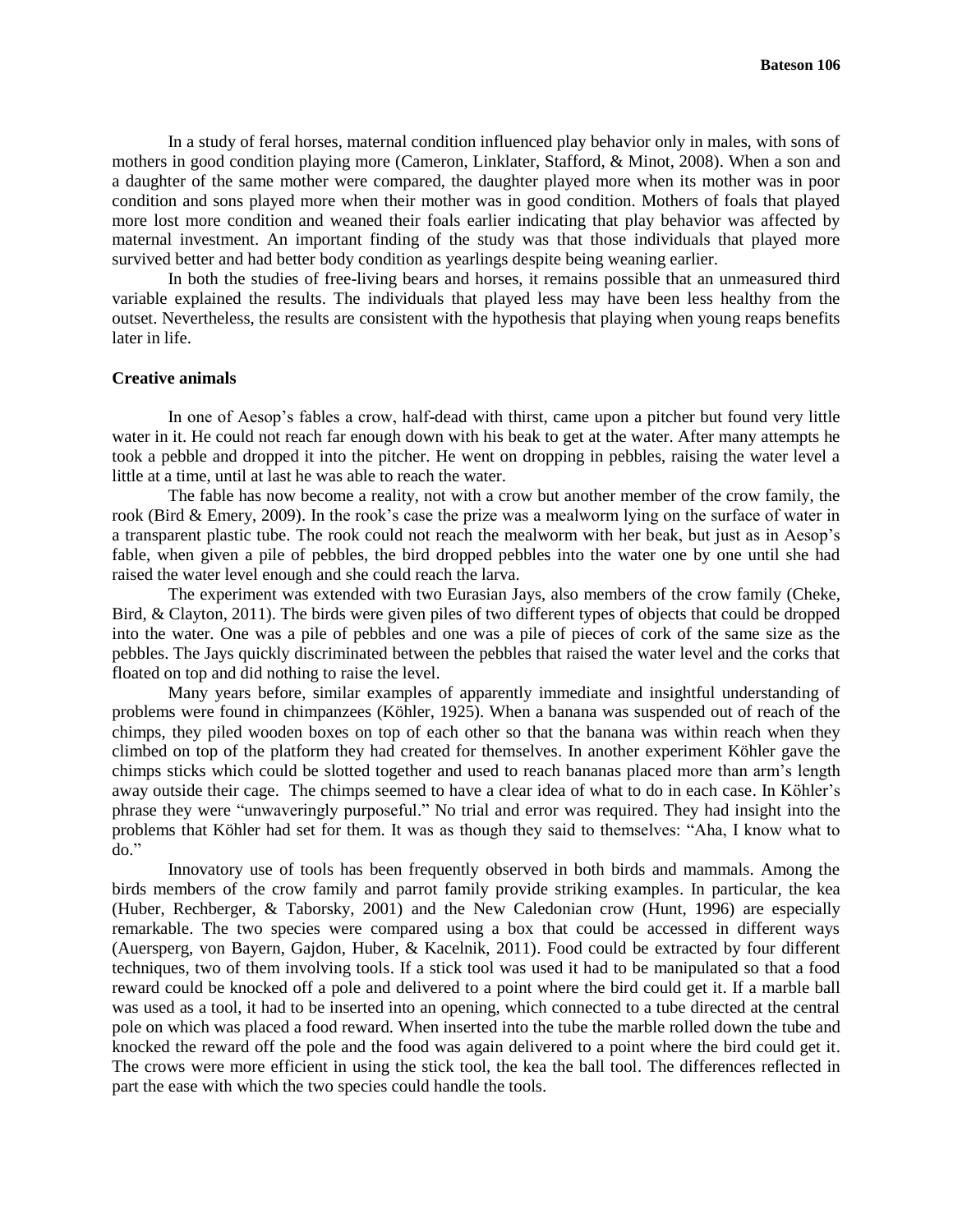In a study of feral horses, maternal condition influenced play behavior only in males, with sons of mothers in good condition playing more (Cameron, Linklater, Stafford, & Minot, 2008). When a son and a daughter of the same mother were compared, the daughter played more when its mother was in poor condition and sons played more when their mother was in good condition. Mothers of foals that played more lost more condition and weaned their foals earlier indicating that play behavior was affected by maternal investment. An important finding of the study was that those individuals that played more survived better and had better body condition as yearlings despite being weaning earlier.

In both the studies of free-living bears and horses, it remains possible that an unmeasured third variable explained the results. The individuals that played less may have been less healthy from the outset. Nevertheless, the results are consistent with the hypothesis that playing when young reaps benefits later in life.

### Creative animals

In one of Aesop's fables a crow, half-dead with thirst, came upon a pitcher but found very little water in it. He could not reach far enough down with his beak to get at the water. After many attempts he took a pebble and dropped it into the pitcher. He went on dropping in pebbles, raising the water level a little at a time, until at last he was able to reach the water.

The fable has now become a reality, not with a crow but another member of the crow family, the rook (Bird & Emery, 2009). In the rook's case the prize was a mealworm lying on the surface of water in a transparent plastic tube. The rook could not reach the mealworm with her beak, but just as in Aesop's fable, when given a pile of pebbles, the bird dropped pebbles into the water one by one until she had raised the water level enough and she could reach the larva.

The experiment was extended with two Eurasian Jays, also members of the crow family (Cheke, Bird, & Clayton, 2011). The birds were given piles of two different types of objects that could be dropped into the water. One was a pile of pebbles and one was a pile of pieces of cork of the same size as the pebbles. The Jays quickly discriminated between the pebbles that raised the water level and the corks that floated on top and did nothing to raise the level.

Many years before, similar examples of apparently immediate and insightful understanding of problems were found in chimpanzees (Köhler, 1925). When a banana was suspended out of reach of the chimps, they piled wooden boxes on top of each other so that the banana was within reach when they climbed on top of the platform they had created for themselves. In another experiment Köhler gave the chimps sticks which could be slotted together and used to reach bananas placed more than arm's length away outside their cage. The chimps seemed to have a clear idea of what to do in each case. In Köhler's phrase they were "unwaveringly purposeful." No trial and error was required. They had insight into the problems that Köhler had set for them. It was as though they said to themselves: "Aha, I know what to do."

Innovatory use of tools has been frequently observed in both birds and mammals. Among the birds members of the crow family and parrot family provide striking examples. In particular, the kea (Huber, Rechberger, & Taborsky, 2001) and the New Caledonian crow (Hunt, 1996) are especially remarkable. The two species were compared using a box that could be accessed in different ways (Auersperg, von Bayern, Gajdon, Huber, & Kacelnik, 2011). Food could be extracted by four different techniques, two of them involving tools. If a stick tool was used it had to be manipulated so that a food reward could be knocked off a pole and delivered to a point where the bird could get it. If a marble ball was used as a tool, it had to be inserted into an opening, which connected to a tube directed at the central pole on which was placed a food reward. When inserted into the tube the marble rolled down the tube and knocked the reward off the pole and the food was again delivered to a point where the bird could get it. The crows were more efficient in using the stick tool, the kea the ball tool. The differences reflected in part the ease with which the two species could handle the tools.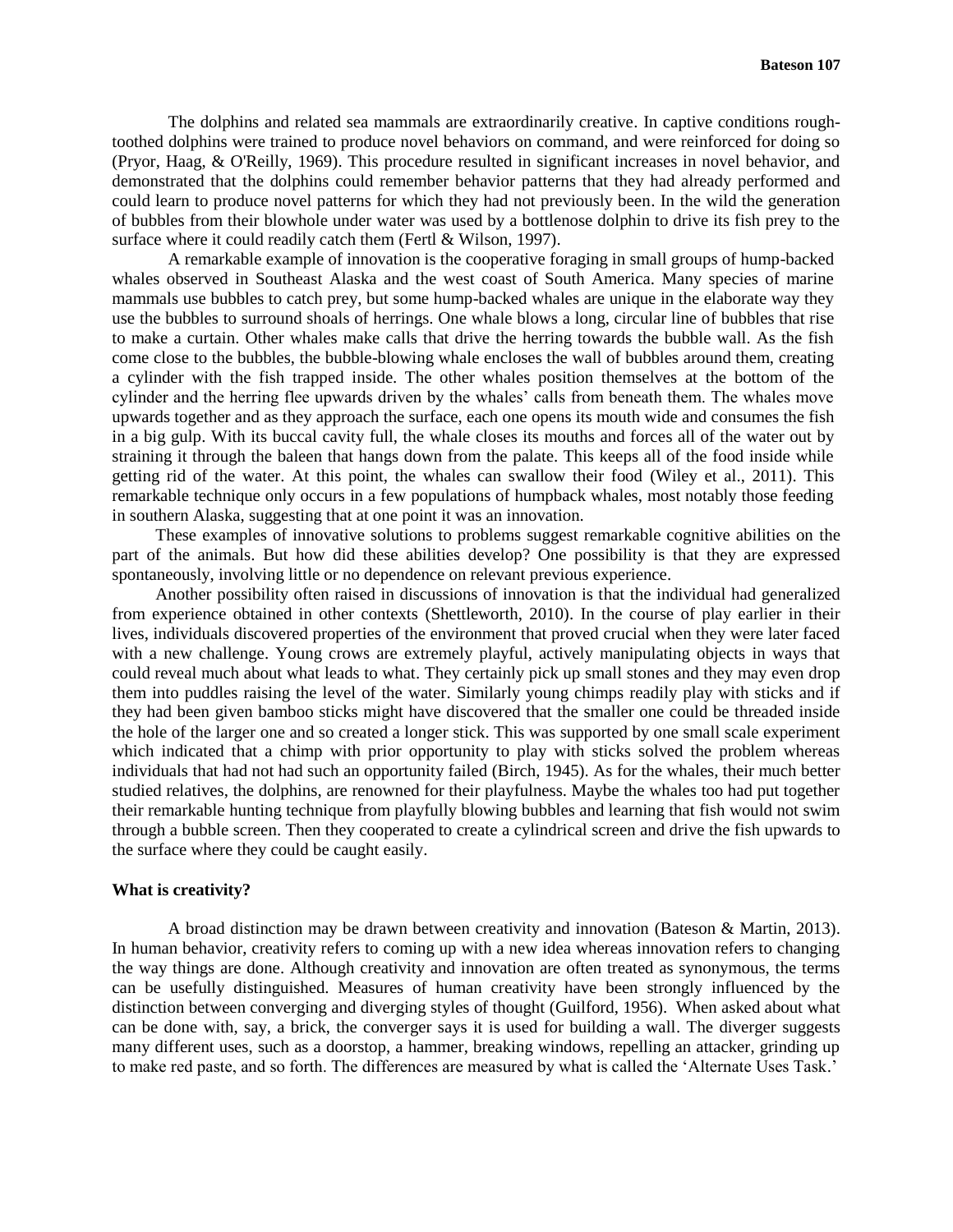The dolphins and related sea mammals are extraordinarily creative. In captive conditions rough-toothed dolphins were trained to produce novel behaviors on command, and were reinforced for doing so (Pryor, Haag, & O'Reilly, 1969). This procedure resulted in significant increases in novel behavior, and demonstrated that the dolphins could remember behavior patterns that they had already performed and could learn to produce novel patterns for which they had not previously been. In the wild the generation of bubbles from their blowhole under water was used by a bottlenose dolphin to drive its fish prey to the surface where it could readily catch them (Fertl & Wilson, 1997).

A remarkable example of innovation is the cooperative foraging in small groups of hump-backed whales observed in Southeast Alaska and the west coast of South America. Many species of marine mammals use bubbles to catch prey, but some hump-backed whales are unique in the elaborate way they use the bubbles to surround shoals of herrings. One whale blows a long, circular line of bubbles that rise to make a curtain. Other whales make calls that drive the herring towards the bubble wall. As the fish come close to the bubbles, the bubble-blowing whale encloses the wall of bubbles around them, creating a cylinder with the fish trapped inside. The other whales position themselves at the bottom of the cylinder and the herring flee upwards driven by the whales' calls from beneath them. The whales move upwards together and as they approach the surface, each one opens its mouth wide and consumes the fish in a big gulp. With its buccal cavity full, the whale closes its mouths and forces all of the water out by straining it through the baleen that hangs down from the palate. This keeps all of the food inside while getting rid of the water. At this point, the whales can swallow their food (Wiley et al., 2011). This remarkable technique only occurs in a few populations of humpback whales, most notably those feeding in southern Alaska, suggesting that at one point it was an innovation.

These examples of innovative solutions to problems suggest remarkable cognitive abilities on the part of the animals. But how did these abilities develop? One possibility is that they are expressed spontaneously, involving little or no dependence on relevant previous experience.

Another possibility often raised in discussions of innovation is that the individual had generalized from experience obtained in other contexts (Shettleworth, 2010). In the course of play earlier in their lives, individuals discovered properties of the environment that proved crucial when they were later faced with a new challenge. Young crows are extremely playful, actively manipulating objects in ways that could reveal much about what leads to what. They certainly pick up small stones and they may even drop them into puddles raising the level of the water. Similarly young chimps readily play with sticks and if they had been given bamboo sticks might have discovered that the smaller one could be threaded inside the hole of the larger one and so created a longer stick. This was supported by one small scale experiment which indicated that a chimp with prior opportunity to play with sticks solved the problem whereas individuals that had not had such an opportunity failed (Birch, 1945). As for the whales, their much better studied relatives, the dolphins, are renowned for their playfulness. Maybe the whales too had put together their remarkable hunting technique from playfully blowing bubbles and learning that fish would not swim through a bubble screen. Then they cooperated to create a cylindrical screen and drive the fish upwards to the surface where they could be caught easily.

**What is creativity?**

A broad distinction may be drawn between creativity and innovation (Bateson & Martin, 2013). In human behavior, creativity refers to coming up with a new idea whereas innovation refers to changing the way things are done. Although creativity and innovation are often treated as synonymous, the terms can be usefully distinguished. Measures of human creativity have been strongly influenced by the distinction between converging and diverging styles of thought (Guilford, 1956). When asked about what can be done with, say, a brick, the converger says it is used for building a wall. The diverger suggests many different uses, such as a doorstop, a hammer, breaking windows, repelling an attacker, grinding up to make red paste, and so forth. The differences are measured by what is called the 'Alternate Uses Task.'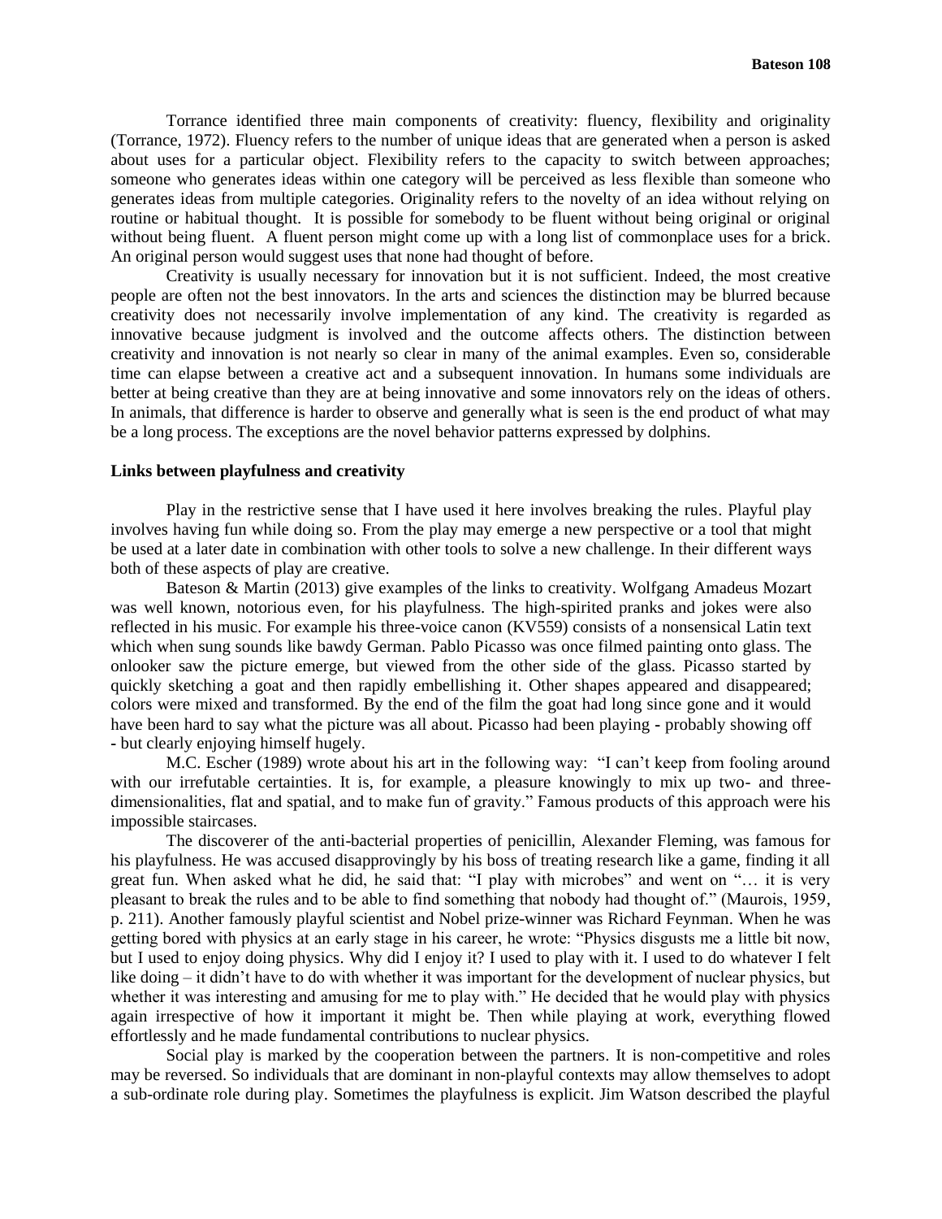Torrance identified three main components of creativity: fluency, flexibility and originality (Torrance, 1972). Fluency refers to the number of unique ideas that are generated when a person is asked about uses for a particular object. Flexibility refers to the capacity to switch between approaches; someone who generates ideas within one category will be perceived as less flexible than someone who generates ideas from multiple categories. Originality refers to the novelty of an idea without relying on routine or habitual thought. It is possible for somebody to be fluent without being original or original without being fluent. A fluent person might come up with a long list of commonplace uses for a brick. An original person would suggest uses that none had thought of before.

Creativity is usually necessary for innovation but it is not sufficient. Indeed, the most creative people are often not the best innovators. In the arts and sciences the distinction may be blurred because creativity does not necessarily involve implementation of any kind. The creativity is regarded as innovative because judgment is involved and the outcome affects others. The distinction between creativity and innovation is not nearly so clear in many of the animal examples. Even so, considerable time can elapse between a creative act and a subsequent innovation. In humans some individuals are better at being creative than they are at being innovative and some innovators rely on the ideas of others. In animals, that difference is harder to observe and generally what is seen is the end product of what may be a long process. The exceptions are the novel behavior patterns expressed by dolphins.

**Links between playfulness and creativity**

Play in the restrictive sense that I have used it here involves breaking the rules. Playful play involves having fun while doing so. From the play may emerge a new perspective or a tool that might be used at a later date in combination with other tools to solve a new challenge. In their different ways both of these aspects of play are creative.

Bateson & Martin (2013) give examples of the links to creativity. Wolfgang Amadeus Mozart was well known, notorious even, for his playfulness. The high-spirited pranks and jokes were also reflected in his music. For example his three-voice canon (KV559) consists of a nonsensical Latin text which when sung sounds like bawdy German. Pablo Picasso was once filmed painting onto glass. The onlooker saw the picture emerge, but viewed from the other side of the glass. Picasso started by quickly sketching a goat and then rapidly embellishing it. Other shapes appeared and disappeared; colors were mixed and transformed. By the end of the film the goat had long since gone and it would have been hard to say what the picture was all about. Picasso had been playing - probably showing off - but clearly enjoying himself hugely.

M.C. Escher (1989) wrote about his art in the following way: "I can't keep from fooling around with our irrefutable certainties. It is, for example, a pleasure knowingly to mix up two- and three-dimensionalities, flat and spatial, and to make fun of gravity." Famous products of this approach were his impossible staircases.

The discoverer of the anti-bacterial properties of penicillin, Alexander Fleming, was famous for his playfulness. He was accused disapprovingly by his boss of treating research like a game, finding it all great fun. When asked what he did, he said that: "I play with microbes" and went on "… it is very pleasant to break the rules and to be able to find something that nobody had thought of." (Maurois, 1959, p. 211). Another famously playful scientist and Nobel prize-winner was Richard Feynman. When he was getting bored with physics at an early stage in his career, he wrote: "Physics disgusts me a little bit now, but I used to enjoy doing physics. Why did I enjoy it? I used to play with it. I used to do whatever I felt like doing – it didn't have to do with whether it was important for the development of nuclear physics, but whether it was interesting and amusing for me to play with." He decided that he would play with physics again irrespective of how it important it might be. Then while playing at work, everything flowed effortlessly and he made fundamental contributions to nuclear physics.

Social play is marked by the cooperation between the partners. It is non-competitive and roles may be reversed. So individuals that are dominant in non-playful contexts may allow themselves to adopt a sub-ordinate role during play. Sometimes the playfulness is explicit. Jim Watson described the playful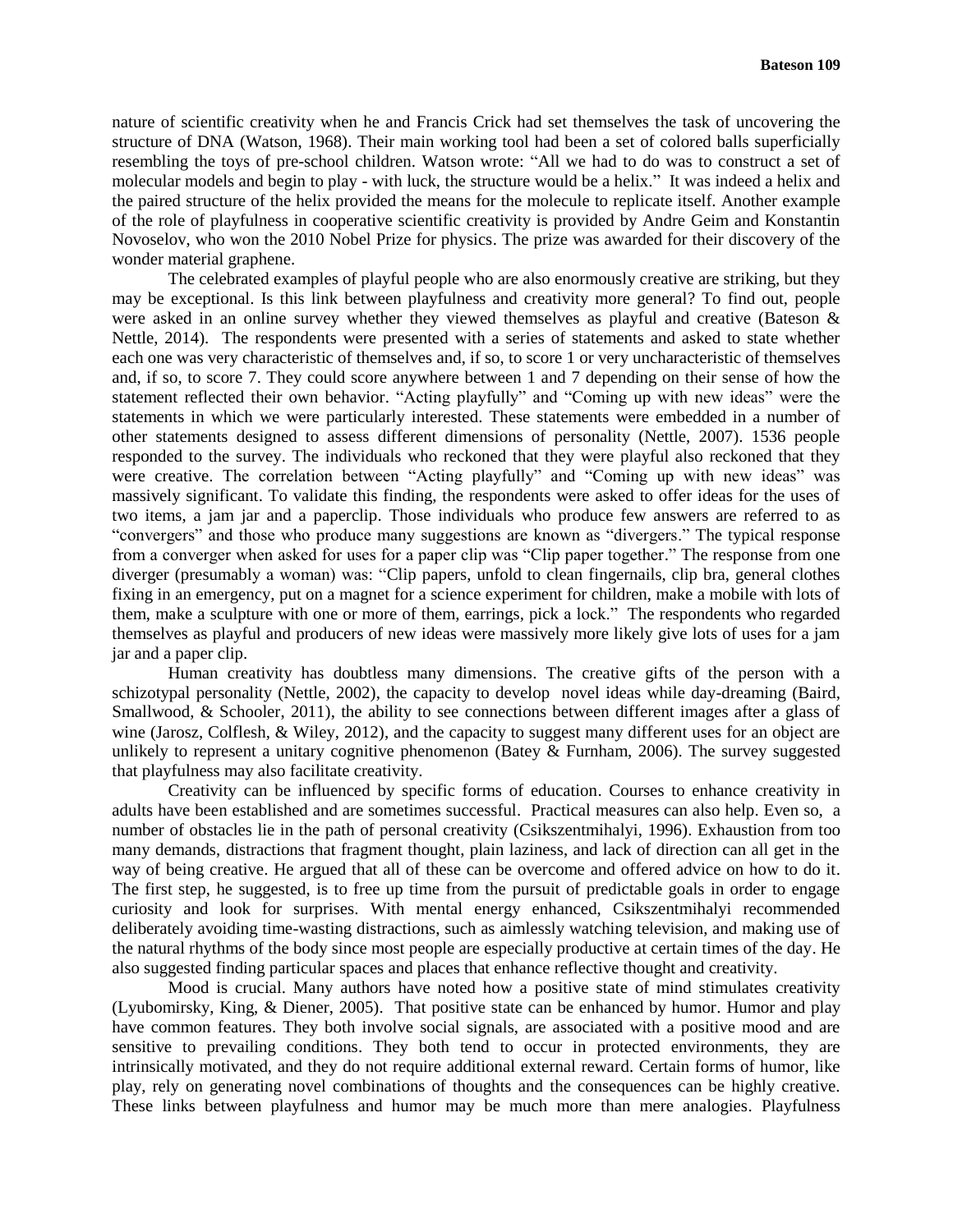nature of scientific creativity when he and Francis Crick had set themselves the task of uncovering the structure of DNA (Watson, 1968). Their main working tool had been a set of colored balls superficially resembling the toys of pre-school children. Watson wrote: "All we had to do was to construct a set of molecular models and begin to play - with luck, the structure would be a helix." It was indeed a helix and the paired structure of the helix provided the means for the molecule to replicate itself. Another example of the role of playfulness in cooperative scientific creativity is provided by Andre Geim and Konstantin Novoselov, who won the 2010 Nobel Prize for physics. The prize was awarded for their discovery of the wonder material graphene.

The celebrated examples of playful people who are also enormously creative are striking, but they may be exceptional. Is this link between playfulness and creativity more general? To find out, people were asked in an online survey whether they viewed themselves as playful and creative (Bateson & Nettle, 2014). The respondents were presented with a series of statements and asked to state whether each one was very characteristic of themselves and, if so, to score 1 or very uncharacteristic of themselves and, if so, to score 7. They could score anywhere between 1 and 7 depending on their sense of how the statement reflected their own behavior. "Acting playfully" and "Coming up with new ideas" were the statements in which we were particularly interested. These statements were embedded in a number of other statements designed to assess different dimensions of personality (Nettle, 2007). 1536 people responded to the survey. The individuals who reckoned that they were playful also reckoned that they were creative. The correlation between "Acting playfully" and "Coming up with new ideas" was massively significant. To validate this finding, the respondents were asked to offer ideas for the uses of two items, a jam jar and a paperclip. Those individuals who produce few answers are referred to as "convergers" and those who produce many suggestions are known as "divergers." The typical response from a converger when asked for uses for a paper clip was "Clip paper together." The response from one diverger (presumably a woman) was: "Clip papers, unfold to clean fingernails, clip bra, general clothes fixing in an emergency, put on a magnet for a science experiment for children, make a mobile with lots of them, make a sculpture with one or more of them, earrings, pick a lock." The respondents who regarded themselves as playful and producers of new ideas were massively more likely give lots of uses for a jam jar and a paper clip.

Human creativity has doubtless many dimensions. The creative gifts of the person with a schizotypal personality (Nettle, 2002), the capacity to develop novel ideas while day-dreaming (Baird, Smallwood, & Schooler, 2011), the ability to see connections between different images after a glass of wine (Jarosz, Colflesh, & Wiley, 2012), and the capacity to suggest many different uses for an object are unlikely to represent a unitary cognitive phenomenon (Batey & Furnham, 2006). The survey suggested that playfulness may also facilitate creativity.

Creativity can be influenced by specific forms of education. Courses to enhance creativity in adults have been established and are sometimes successful. Practical measures can also help. Even so, a number of obstacles lie in the path of personal creativity (Csikszentmihalyi, 1996). Exhaustion from too many demands, distractions that fragment thought, plain laziness, and lack of direction can all get in the way of being creative. He argued that all of these can be overcome and offered advice on how to do it. The first step, he suggested, is to free up time from the pursuit of predictable goals in order to engage curiosity and look for surprises. With mental energy enhanced, Csikszentmihalyi recommended deliberately avoiding time-wasting distractions, such as aimlessly watching television, and making use of the natural rhythms of the body since most people are especially productive at certain times of the day. He also suggested finding particular spaces and places that enhance reflective thought and creativity.

Mood is crucial. Many authors have noted how a positive state of mind stimulates creativity (Lyubomirsky, King, & Diener, 2005). That positive state can be enhanced by humor. Humor and play have common features. They both involve social signals, are associated with a positive mood and are sensitive to prevailing conditions. They both tend to occur in protected environments, they are intrinsically motivated, and they do not require additional external reward. Certain forms of humor, like play, rely on generating novel combinations of thoughts and the consequences can be highly creative. These links between playfulness and humor may be much more than mere analogies. Playfulness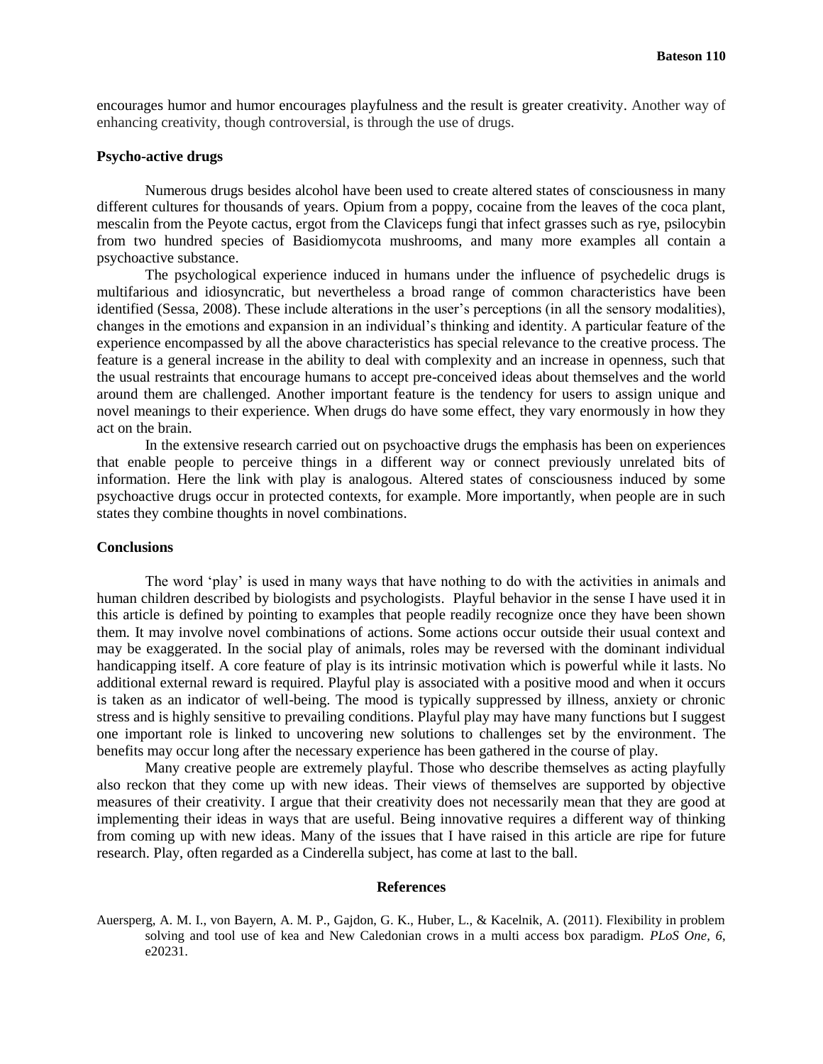encourages humor and humor encourages playfulness and the result is greater creativity. Another way of enhancing creativity, though controversial, is through the use of drugs.

### Psycho-active drugs

Numerous drugs besides alcohol have been used to create altered states of consciousness in many different cultures for thousands of years. Opium from a poppy, cocaine from the leaves of the coca plant, mescalin from the Peyote cactus, ergot from the Claviceps fungi that infect grasses such as rye, psilocybin from two hundred species of Basidiomycota mushrooms, and many more examples all contain a psychoactive substance.

The psychological experience induced in humans under the influence of psychedelic drugs is multifarious and idiosyncratic, but nevertheless a broad range of common characteristics have been identified (Sessa, 2008). These include alterations in the user's perceptions (in all the sensory modalities), changes in the emotions and expansion in an individual's thinking and identity. A particular feature of the experience encompassed by all the above characteristics has special relevance to the creative process. The feature is a general increase in the ability to deal with complexity and an increase in openness, such that the usual restraints that encourage humans to accept pre-conceived ideas about themselves and the world around them are challenged. Another important feature is the tendency for users to assign unique and novel meanings to their experience. When drugs do have some effect, they vary enormously in how they act on the brain.

In the extensive research carried out on psychoactive drugs the emphasis has been on experiences that enable people to perceive things in a different way or connect previously unrelated bits of information. Here the link with play is analogous. Altered states of consciousness induced by some psychoactive drugs occur in protected contexts, for example. More importantly, when people are in such states they combine thoughts in novel combinations.

### Conclusions

The word 'play' is used in many ways that have nothing to do with the activities in animals and human children described by biologists and psychologists. Playful behavior in the sense I have used it in this article is defined by pointing to examples that people readily recognize once they have been shown them. It may involve novel combinations of actions. Some actions occur outside their usual context and may be exaggerated. In the social play of animals, roles may be reversed with the dominant individual handicapping itself. A core feature of play is its intrinsic motivation which is powerful while it lasts. No additional external reward is required. Playful play is associated with a positive mood and when it occurs is taken as an indicator of well-being. The mood is typically suppressed by illness, anxiety or chronic stress and is highly sensitive to prevailing conditions. Playful play may have many functions but I suggest one important role is linked to uncovering new solutions to challenges set by the environment. The benefits may occur long after the necessary experience has been gathered in the course of play.

Many creative people are extremely playful. Those who describe themselves as acting playfully also reckon that they come up with new ideas. Their views of themselves are supported by objective measures of their creativity. I argue that their creativity does not necessarily mean that they are good at implementing their ideas in ways that are useful. Being innovative requires a different way of thinking from coming up with new ideas. Many of the issues that I have raised in this article are ripe for future research. Play, often regarded as a Cinderella subject, has come at last to the ball.

## References

Auersperg, A. M. I., von Bayern, A. M. P., Gajdon, G. K., Huber, L., & Kacelnik, A. (2011). Flexibility in problem solving and tool use of kea and New Caledonian crows in a multi access box paradigm. *PLoS One, 6*, e20231.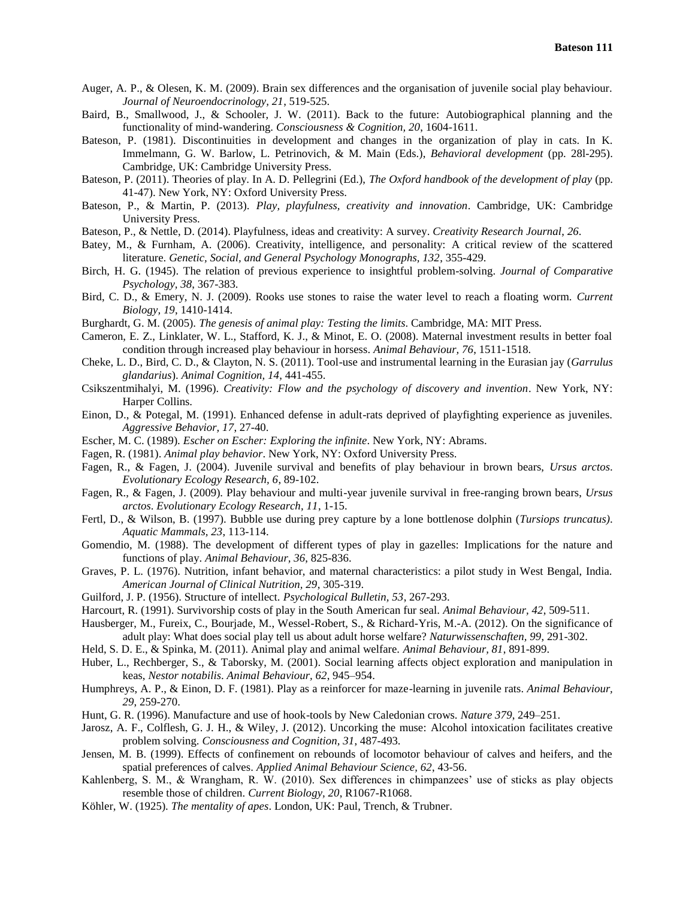Auger, A. P., & Olesen, K. M. (2009). Brain sex differences and the organisation of juvenile social play behaviour. *Journal of Neuroendocrinology, 21*, 519-525.

Baird, B., Smallwood, J., & Schooler, J. W. (2011). Back to the future: Autobiographical planning and the functionality of mind-wandering. *Consciousness & Cognition, 20*, 1604-1611.

Bateson, P. (1981). Discontinuities in development and changes in the organization of play in cats. In K. Immelmann, G. W. Barlow, L. Petrinovich, & M. Main (Eds.), *Behavioral development* (pp. 28l-295). Cambridge, UK: Cambridge University Press.

Bateson, P. (2011). Theories of play. In A. D. Pellegrini (Ed.), *The Oxford handbook of the development of play* (pp. 41-47). New York, NY: Oxford University Press.

Bateson, P., & Martin, P. (2013). *Play, playfulness, creativity and innovation*. Cambridge, UK: Cambridge University Press.

Bateson, P., & Nettle, D. (2014). Playfulness, ideas and creativity: A survey. *Creativity Research Journal, 26*.

Batey, M., & Furnham, A. (2006). Creativity, intelligence, and personality: A critical review of the scattered literature. *Genetic, Social, and General Psychology Monographs, 132*, 355-429.

Birch, H. G. (1945). The relation of previous experience to insightful problem-solving. *Journal of Comparative Psychology, 38*, 367-383.

Bird, C. D., & Emery, N. J. (2009). Rooks use stones to raise the water level to reach a floating worm. *Current Biology, 19*, 1410-1414.

Burghardt, G. M. (2005). *The genesis of animal play: Testing the limits*. Cambridge, MA: MIT Press.

Cameron, E. Z., Linklater, W. L., Stafford, K. J., & Minot, E. O. (2008). Maternal investment results in better foal condition through increased play behaviour in horsess. *Animal Behaviour, 76*, 1511-1518.

Cheke, L. D., Bird, C. D., & Clayton, N. S. (2011). Tool-use and instrumental learning in the Eurasian jay (*Garrulus glandarius*). *Animal Cognition, 14*, 441-455.

Csikszentmihalyi, M. (1996). *Creativity: Flow and the psychology of discovery and invention*. New York, NY: Harper Collins.

Einon, D., & Potegal, M. (1991). Enhanced defense in adult-rats deprived of playfighting experience as juveniles. *Aggressive Behavior, 17*, 27-40.

Escher, M. C. (1989). *Escher on Escher: Exploring the infinite*. New York, NY: Abrams.

Fagen, R. (1981). *Animal play behavior*. New York, NY: Oxford University Press.

Fagen, R., & Fagen, J. (2004). Juvenile survival and benefits of play behaviour in brown bears, *Ursus arctos*. *Evolutionary Ecology Research, 6*, 89-102.

Fagen, R., & Fagen, J. (2009). Play behaviour and multi-year juvenile survival in free-ranging brown bears, *Ursus arctos*. *Evolutionary Ecology Research, 11*, 1-15.

Fertl, D., & Wilson, B. (1997). Bubble use during prey capture by a lone bottlenose dolphin (*Tursiops truncatus)*. *Aquatic Mammals, 23*, 113-114.

Gomendio, M. (1988). The development of different types of play in gazelles: Implications for the nature and functions of play. *Animal Behaviour, 36*, 825-836.

Graves, P. L. (1976). Nutrition, infant behavior, and maternal characteristics: a pilot study in West Bengal, India. *American Journal of Clinical Nutrition, 29*, 305-319.

Guilford, J. P. (1956). Structure of intellect. *Psychological Bulletin, 53*, 267-293.

Harcourt, R. (1991). Survivorship costs of play in the South American fur seal. *Animal Behaviour, 42*, 509-511.

Hausberger, M., Fureix, C., Bourjade, M., Wessel-Robert, S., & Richard-Yris, M.-A. (2012). On the significance of adult play: What does social play tell us about adult horse welfare? *Naturwissenschaften, 99*, 291-302.

Held, S. D. E., & Spinka, M. (2011). Animal play and animal welfare. *Animal Behaviour, 81*, 891-899.

Huber, L., Rechberger, S., & Taborsky, M. (2001). Social learning affects object exploration and manipulation in keas, *Nestor notabilis*. *Animal Behaviour, 62*, 945–954.

Humphreys, A. P., & Einon, D. F. (1981). Play as a reinforcer for maze-learning in juvenile rats. *Animal Behaviour, 29*, 259-270.

Hunt, G. R. (1996). Manufacture and use of hook-tools by New Caledonian crows. *Nature 379*, 249–251.

Jarosz, A. F., Colflesh, G. J. H., & Wiley, J. (2012). Uncorking the muse: Alcohol intoxication facilitates creative problem solving. *Consciousness and Cognition, 31*, 487-493.

Jensen, M. B. (1999). Effects of confinement on rebounds of locomotor behaviour of calves and heifers, and the spatial preferences of calves. *Applied Animal Behaviour Science, 62*, 43-56.

Kahlenberg, S. M., & Wrangham, R. W. (2010). Sex differences in chimpanzees' use of sticks as play objects resemble those of children. *Current Biology, 20*, R1067-R1068.

Köhler, W. (1925). *The mentality of apes*. London, UK: Paul, Trench, & Trubner.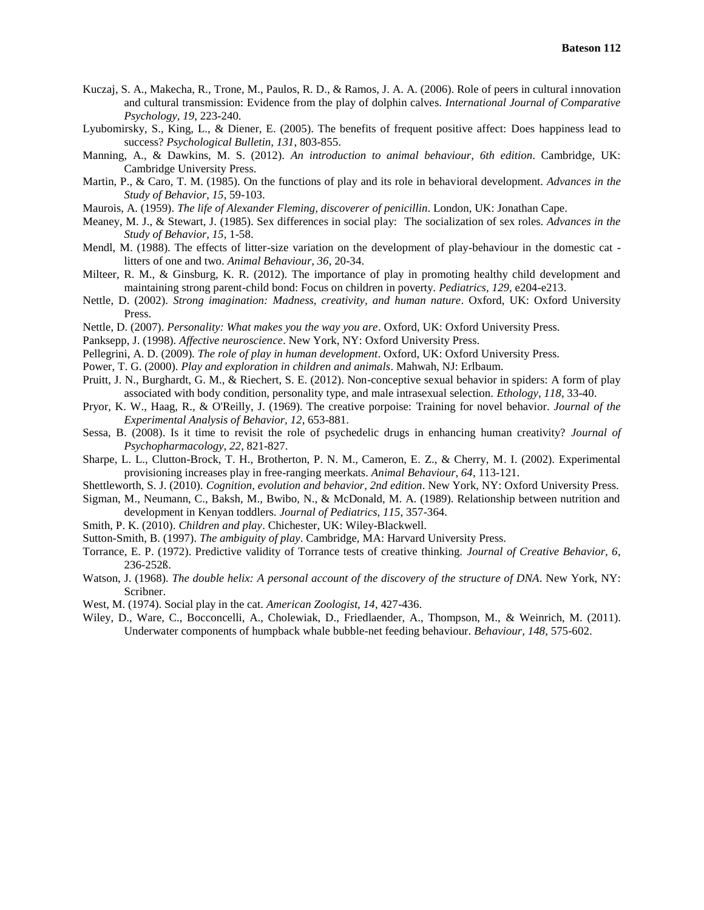Kuczaj, S. A., Makecha, R., Trone, M., Paulos, R. D., & Ramos, J. A. A. (2006). Role of peers in cultural innovation and cultural transmission: Evidence from the play of dolphin calves. *International Journal of Comparative Psychology, 19*, 223-240.

Lyubomirsky, S., King, L., & Diener, E. (2005). The benefits of frequent positive affect: Does happiness lead to success? *Psychological Bulletin, 131*, 803-855.

Manning, A., & Dawkins, M. S. (2012). *An introduction to animal behaviour, 6th edition*. Cambridge, UK: Cambridge University Press.

Martin, P., & Caro, T. M. (1985). On the functions of play and its role in behavioral development. *Advances in the Study of Behavior, 15*, 59-103.

Maurois, A. (1959). *The life of Alexander Fleming, discoverer of penicillin*. London, UK: Jonathan Cape.

Meaney, M. J., & Stewart, J. (1985). Sex differences in social play: The socialization of sex roles. *Advances in the Study of Behavior, 15*, 1-58.

Mendl, M. (1988). The effects of litter-size variation on the development of play-behaviour in the domestic cat - litters of one and two. *Animal Behaviour, 36*, 20-34.

Milteer, R. M., & Ginsburg, K. R. (2012). The importance of play in promoting healthy child development and maintaining strong parent-child bond: Focus on children in poverty. *Pediatrics, 129*, e204-e213.

Nettle, D. (2002). *Strong imagination: Madness, creativity, and human nature*. Oxford, UK: Oxford University Press.

Nettle, D. (2007). *Personality: What makes you the way you are*. Oxford, UK: Oxford University Press.

Panksepp, J. (1998). *Affective neuroscience*. New York, NY: Oxford University Press.

Pellegrini, A. D. (2009). *The role of play in human development*. Oxford, UK: Oxford University Press.

Power, T. G. (2000). *Play and exploration in children and animals*. Mahwah, NJ: Erlbaum.

Pruitt, J. N., Burghardt, G. M., & Riechert, S. E. (2012). Non-conceptive sexual behavior in spiders: A form of play associated with body condition, personality type, and male intrasexual selection. *Ethology, 118*, 33-40.

Pryor, K. W., Haag, R., & O'Reilly, J. (1969). The creative porpoise: Training for novel behavior. *Journal of the Experimental Analysis of Behavior, 12*, 653-881.

Sessa, B. (2008). Is it time to revisit the role of psychedelic drugs in enhancing human creativity? *Journal of Psychopharmacology, 22*, 821-827.

Sharpe, L. L., Clutton-Brock, T. H., Brotherton, P. N. M., Cameron, E. Z., & Cherry, M. I. (2002). Experimental provisioning increases play in free-ranging meerkats. *Animal Behaviour, 64*, 113-121.

Shettleworth, S. J. (2010). *Cognition, evolution and behavior, 2nd edition*. New York, NY: Oxford University Press.

Sigman, M., Neumann, C., Baksh, M., Bwibo, N., & McDonald, M. A. (1989). Relationship between nutrition and development in Kenyan toddlers. *Journal of Pediatrics, 115*, 357-364.

Smith, P. K. (2010). *Children and play*. Chichester, UK: Wiley-Blackwell.

Sutton-Smith, B. (1997). *The ambiguity of play*. Cambridge, MA: Harvard University Press.

Torrance, E. P. (1972). Predictive validity of Torrance tests of creative thinking. *Journal of Creative Behavior, 6*, 236-252ß.

Watson, J. (1968). *The double helix: A personal account of the discovery of the structure of DNA*. New York, NY: Scribner.

West, M. (1974). Social play in the cat. *American Zoologist, 14*, 427-436.

Wiley, D., Ware, C., Bocconcelli, A., Cholewiak, D., Friedlaender, A., Thompson, M., & Weinrich, M. (2011). Underwater components of humpback whale bubble-net feeding behaviour. *Behaviour, 148*, 575-602.